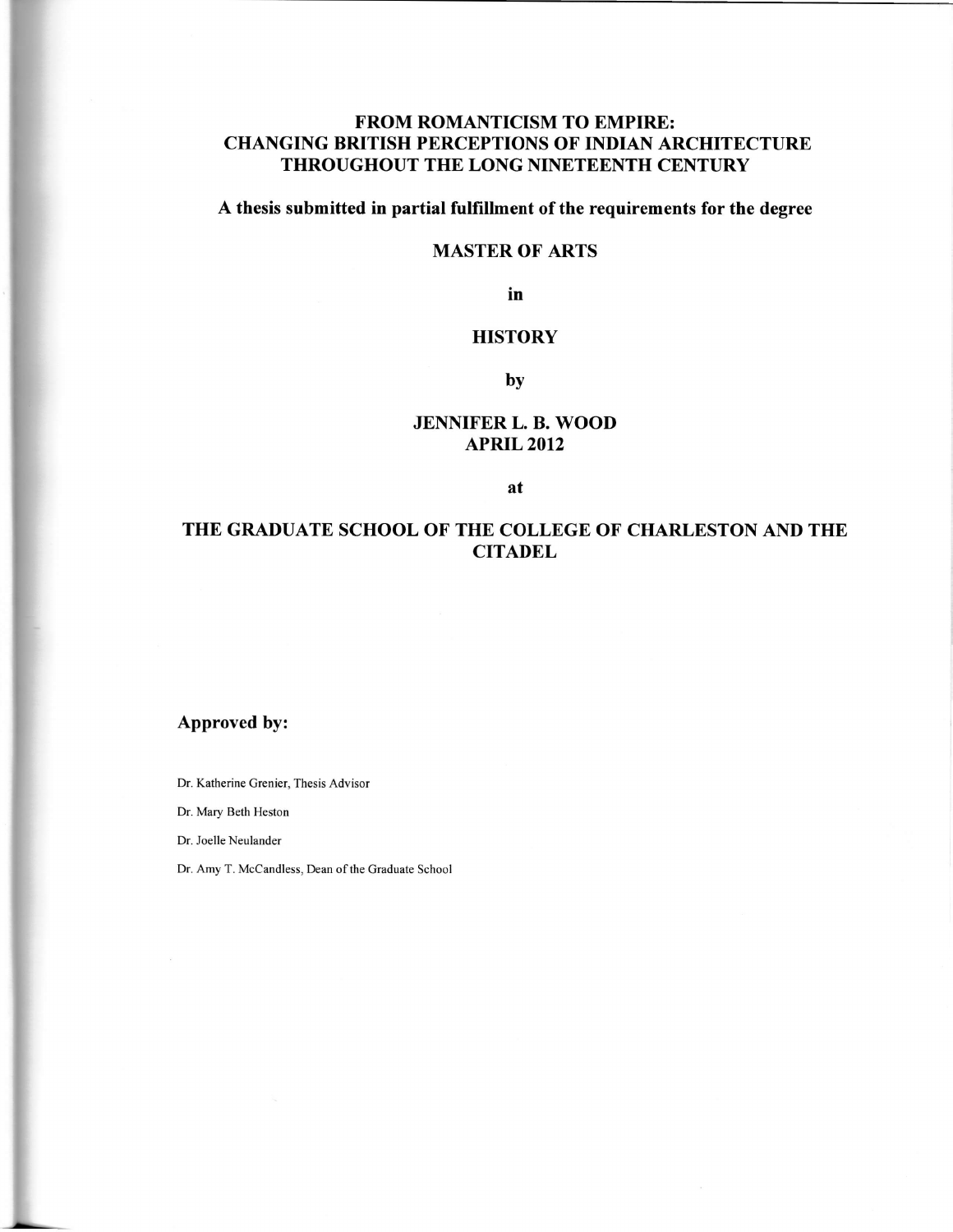# FROM ROMANTICISM TO EMPIRE: CHANGING BRITISH PERCEPTIONS OF INDIAN ARCHITECTURE THROUGHOUT THE LONG NINETEENTH CENTURY

**A thesis submitted in partial fulfillment of the requirements for the degree**

**MASTER OF ARTS**

**in**

**HISTORY**

**by**

**JENNIFER L. B. WOOD**
**APRIL 2012**

**at**

**THE GRADUATE SCHOOL OF THE COLLEGE OF CHARLESTON AND THE CITADEL**

**Approved by:**

Dr. Katherine Grenier, Thesis Advisor

Dr. Mary Beth Heston

Dr. Joelle Neulander

Dr. Amy T. McCandless, Dean of the Graduate School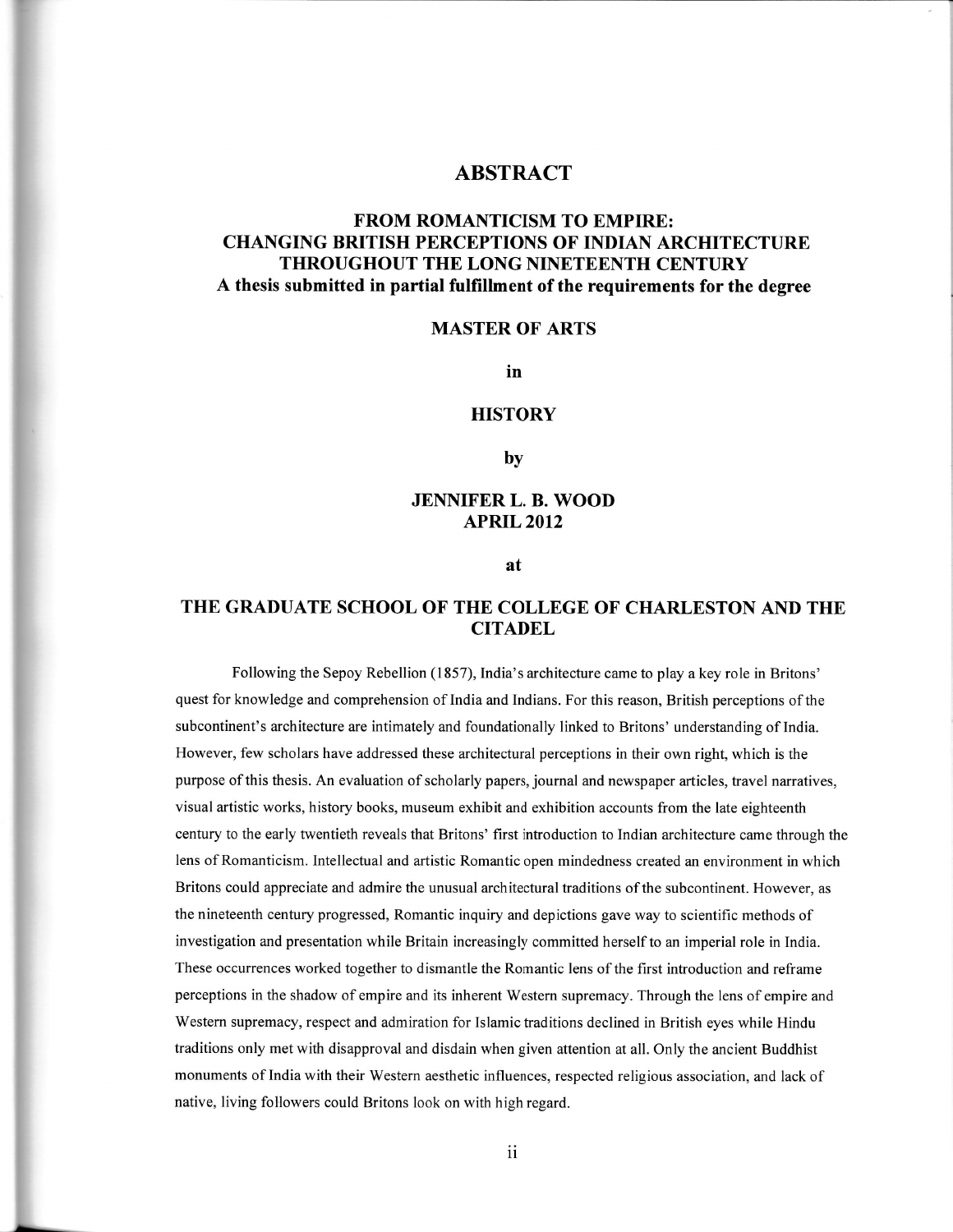# ABSTRACT

## FROM ROMANTICISM TO EMPIRE: CHANGING BRITISH PERCEPTIONS OF INDIAN ARCHITECTURE THROUGHOUT THE LONG NINETEENTH CENTURY

**A thesis submitted in partial fulfillment of the requirements for the degree**

**MASTER OF ARTS**

**in**

**HISTORY**

**by**

**JENNIFER L. B. WOOD**
**APRIL 2012**

**at**

**THE GRADUATE SCHOOL OF THE COLLEGE OF CHARLESTON AND THE CITADEL**

Following the Sepoy Rebellion (1857), India's architecture came to play a key role in Britons' quest for knowledge and comprehension of India and Indians. For this reason, British perceptions of the subcontinent's architecture are intimately and foundationally linked to Britons' understanding of India. However, few scholars have addressed these architectural perceptions in their own right, which is the purpose of this thesis. An evaluation of scholarly papers, journal and newspaper articles, travel narratives, visual artistic works, history books, museum exhibit and exhibition accounts from the late eighteenth century to the early twentieth reveals that Britons' first introduction to Indian architecture came through the lens of Romanticism. Intellectual and artistic Romantic open mindedness created an environment in which Britons could appreciate and admire the unusual architectural traditions of the subcontinent. However, as the nineteenth century progressed, Romantic inquiry and depictions gave way to scientific methods of investigation and presentation while Britain increasingly committed herself to an imperial role in India. These occurrences worked together to dismantle the Romantic lens of the first introduction and reframe perceptions in the shadow of empire and its inherent Western supremacy. Through the lens of empire and Western supremacy, respect and admiration for Islamic traditions declined in British eyes while Hindu traditions only met with disapproval and disdain when given attention at all. Only the ancient Buddhist monuments of India with their Western aesthetic influences, respected religious association, and lack of native, living followers could Britons look on with high regard.